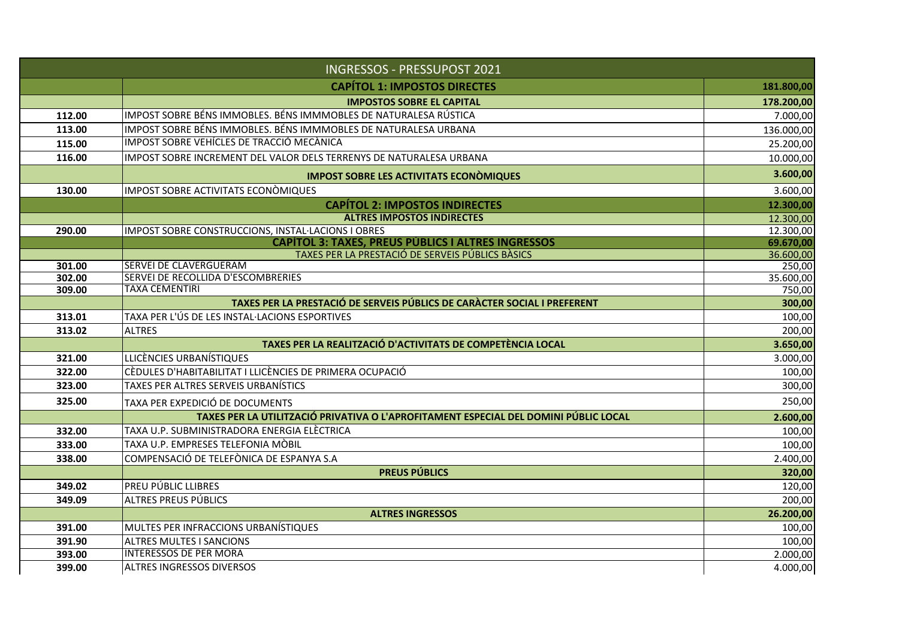| INGRESSOS - PRESSUPOST 2021 | | |
|---|---|---|
| | **CAPÍTOL 1: IMPOSTOS DIRECTES** | **181.800,00** |
| | **IMPOSTOS SOBRE EL CAPITAL** | **178.200,00** |
| 112.00 | IMPOST SOBRE BÉNS IMMOBLES. BÉNS IMMMOBLES DE NATURALESA RÚSTICA | 7.000,00 |
| 113.00 | IMPOST SOBRE BÉNS IMMOBLES. BÉNS IMMMOBLES DE NATURALESA URBANA | 136.000,00 |
| 115.00 | IMPOST SOBRE VEHÍCLES DE TRACCIÓ MECÀNICA | 25.200,00 |
| 116.00 | IMPOST SOBRE INCREMENT DEL VALOR DELS TERRENYS DE NATURALESA URBANA | 10.000,00 |
| | **IMPOST SOBRE LES ACTIVITATS ECONÒMIQUES** | **3.600,00** |
| 130.00 | IMPOST SOBRE ACTIVITATS ECONÒMIQUES | 3.600,00 |
| | **CAPÍTOL 2: IMPOSTOS INDIRECTES** | **12.300,00** |
| | **ALTRES IMPOSTOS INDIRECTES** | 12.300,00 |
| 290.00 | IMPOST SOBRE CONSTRUCCIONS, INSTAL·LACIONS I OBRES | 12.300,00 |
| | **CAPÍTOL 3: TAXES, PREUS PÚBLICS I ALTRES INGRESSOS** | **69.670,00** |
| | TAXES PER LA PRESTACIÓ DE SERVEIS PÚBLICS BÀSICS | 36.600,00 |
| 301.00 | SERVEI DE CLAVERGUERAM | 250,00 |
| 302.00 | SERVEI DE RECOLLIDA D'ESCOMBRERIES | 35.600,00 |
| 309.00 | TAXA CEMENTIRI | 750,00 |
| | **TAXES PER LA PRESTACIÓ DE SERVEIS PÚBLICS DE CARÀCTER SOCIAL I PREFERENT** | **300,00** |
| 313.01 | TAXA PER L'ÚS DE LES INSTAL·LACIONS ESPORTIVES | 100,00 |
| 313.02 | ALTRES | 200,00 |
| | **TAXES PER LA REALITZACIÓ D'ACTIVITATS DE COMPETÈNCIA LOCAL** | **3.650,00** |
| 321.00 | LLICÈNCIES URBANÍSTIQUES | 3.000,00 |
| 322.00 | CÈDULES D'HABITABILITAT I LLICÈNCIES DE PRIMERA OCUPACIÓ | 100,00 |
| 323.00 | TAXES PER ALTRES SERVEIS URBANÍSTICS | 300,00 |
| 325.00 | TAXA PER EXPEDICIÓ DE DOCUMENTS | 250,00 |
| | **TAXES PER LA UTILITZACIÓ PRIVATIVA O L'APROFITAMENT ESPECIAL DEL DOMINI PÚBLIC LOCAL** | **2.600,00** |
| 332.00 | TAXA U.P. SUBMINISTRADORA ENERGIA ELÈCTRICA | 100,00 |
| 333.00 | TAXA U.P. EMPRESES TELEFONIA MÒBIL | 100,00 |
| 338.00 | COMPENSACIÓ DE TELEFÒNICA DE ESPANYA S.A | 2.400,00 |
| | **PREUS PÚBLICS** | **320,00** |
| 349.02 | PREU PÚBLIC LLIBRES | 120,00 |
| 349.09 | ALTRES PREUS PÚBLICS | 200,00 |
| | **ALTRES INGRESSOS** | **26.200,00** |
| 391.00 | MULTES PER INFRACCIONS URBANÍSTIQUES | 100,00 |
| 391.90 | ALTRES MULTES I SANCIONS | 100,00 |
| 393.00 | INTERESSOS DE PER MORA | 2.000,00 |
| 399.00 | ALTRES INGRESSOS DIVERSOS | 4.000,00 |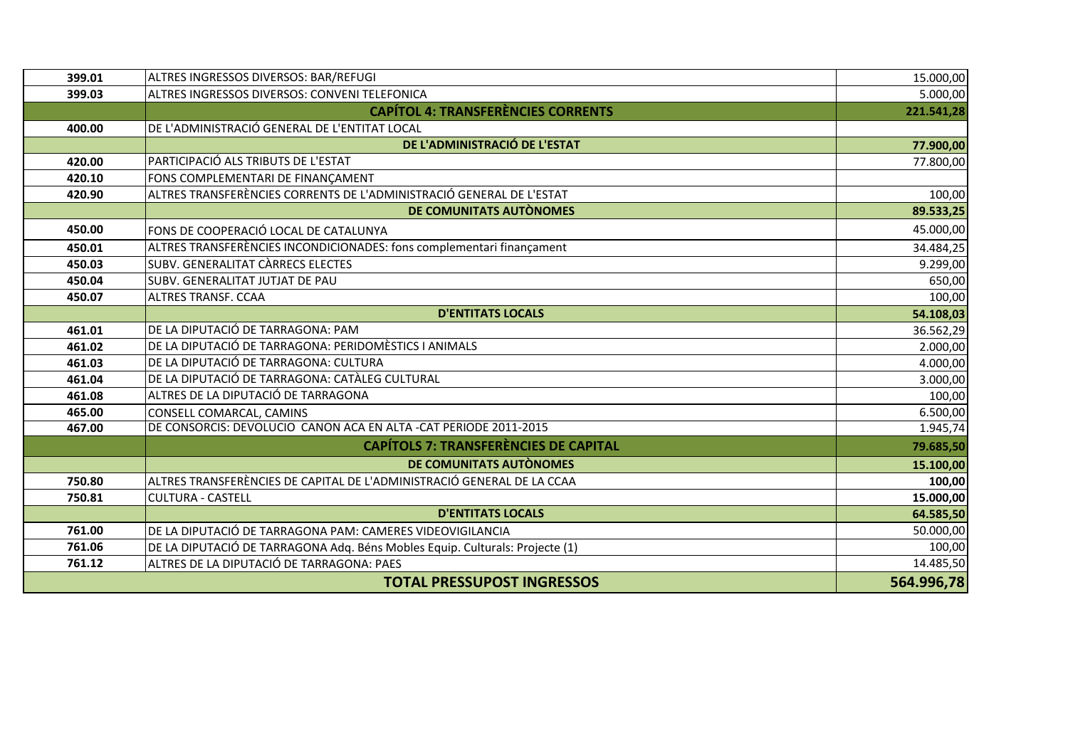| | | |
|---|---|---|
| 399.01 | ALTRES INGRESSOS DIVERSOS: BAR/REFUGI | 15.000,00 |
| 399.03 | ALTRES INGRESSOS DIVERSOS: CONVENI TELEFONICA | 5.000,00 |
| | **CAPÍTOL 4: TRANSFERÈNCIES CORRENTS** | **221.541,28** |
| 400.00 | DE L'ADMINISTRACIÓ GENERAL DE L'ENTITAT LOCAL | |
| | **DE L'ADMINISTRACIÓ DE L'ESTAT** | **77.900,00** |
| 420.00 | PARTICIPACIÓ ALS TRIBUTS DE L'ESTAT | 77.800,00 |
| 420.10 | FONS COMPLEMENTARI DE FINANÇAMENT | |
| 420.90 | ALTRES TRANSFERÈNCIES CORRENTS DE L'ADMINISTRACIÓ GENERAL DE L'ESTAT | 100,00 |
| | **DE COMUNITATS AUTÒNOMES** | **89.533,25** |
| 450.00 | FONS DE COOPERACIÓ LOCAL DE CATALUNYA | 45.000,00 |
| 450.01 | ALTRES TRANSFERÈNCIES INCONDICIONADES: fons complementari finançament | 34.484,25 |
| 450.03 | SUBV. GENERALITAT CÀRRECS ELECTES | 9.299,00 |
| 450.04 | SUBV. GENERALITAT JUTJAT DE PAU | 650,00 |
| 450.07 | ALTRES TRANSF. CCAA | 100,00 |
| | **D'ENTITATS LOCALS** | **54.108,03** |
| 461.01 | DE LA DIPUTACIÓ DE TARRAGONA: PAM | 36.562,29 |
| 461.02 | DE LA DIPUTACIÓ DE TARRAGONA: PERIDOMÈSTICS I ANIMALS | 2.000,00 |
| 461.03 | DE LA DIPUTACIÓ DE TARRAGONA: CULTURA | 4.000,00 |
| 461.04 | DE LA DIPUTACIÓ DE TARRAGONA: CATÀLEG CULTURAL | 3.000,00 |
| 461.08 | ALTRES DE LA DIPUTACIÓ DE TARRAGONA | 100,00 |
| 465.00 | CONSELL COMARCAL, CAMINS | 6.500,00 |
| 467.00 | DE CONSORCIS: DEVOLUCIO CANON ACA EN ALTA -CAT PERIODE 2011-2015 | 1.945,74 |
| | **CAPÍTOLS 7: TRANSFERÈNCIES DE CAPITAL** | **79.685,50** |
| | **DE COMUNITATS AUTÒNOMES** | **15.100,00** |
| 750.80 | ALTRES TRANSFERÈNCIES DE CAPITAL DE L'ADMINISTRACIÓ GENERAL DE LA CCAA | **100,00** |
| 750.81 | CULTURA - CASTELL | **15.000,00** |
| | **D'ENTITATS LOCALS** | **64.585,50** |
| 761.00 | DE LA DIPUTACIÓ DE TARRAGONA PAM: CAMERES VIDEOVIGILANCIA | 50.000,00 |
| 761.06 | DE LA DIPUTACIÓ DE TARRAGONA Adq. Béns Mobles Equip. Culturals: Projecte (1) | 100,00 |
| 761.12 | ALTRES DE LA DIPUTACIÓ DE TARRAGONA: PAES | 14.485,50 |
| | **TOTAL PRESSUPOST INGRESSOS** | **564.996,78** |